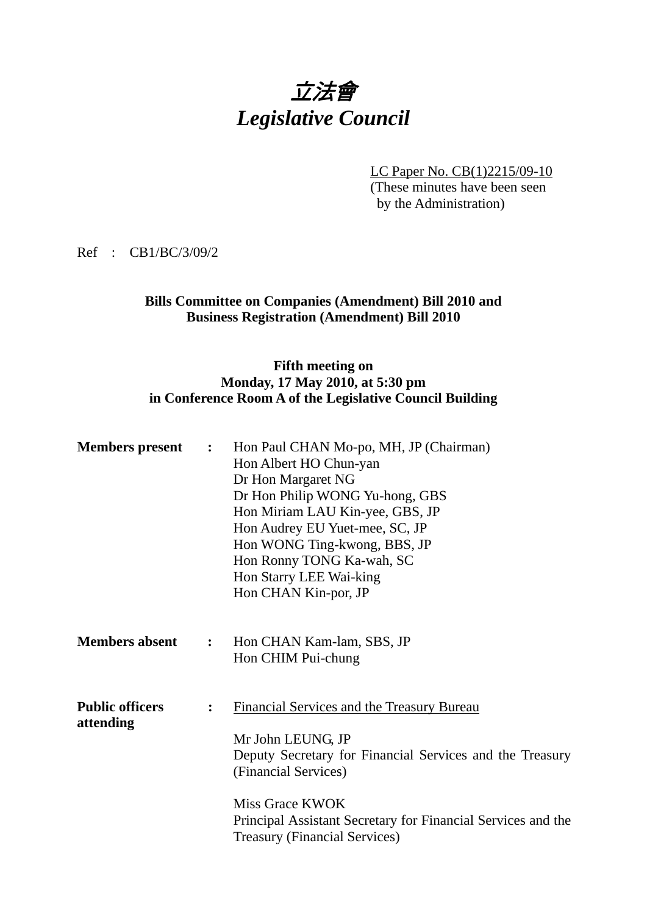# *立法會*
# *Legislative Council*

LC Paper No. CB(1)2215/09-10
(These minutes have been seen by the Administration)

Ref : CB1/BC/3/09/2

**Bills Committee on Companies (Amendment) Bill 2010 and Business Registration (Amendment) Bill 2010**

**Fifth meeting on**
**Monday, 17 May 2010, at 5:30 pm**
**in Conference Room A of the Legislative Council Building**

**Members present** :
Hon Paul CHAN Mo-po, MH, JP (Chairman)
Hon Albert HO Chun-yan
Dr Hon Margaret NG
Dr Hon Philip WONG Yu-hong, GBS
Hon Miriam LAU Kin-yee, GBS, JP
Hon Audrey EU Yuet-mee, SC, JP
Hon WONG Ting-kwong, BBS, JP
Hon Ronny TONG Ka-wah, SC
Hon Starry LEE Wai-king
Hon CHAN Kin-por, JP

**Members absent** :
Hon CHAN Kam-lam, SBS, JP
Hon CHIM Pui-chung

**Public officers attending** :
Financial Services and the Treasury Bureau

Mr John LEUNG, JP
Deputy Secretary for Financial Services and the Treasury (Financial Services)

Miss Grace KWOK
Principal Assistant Secretary for Financial Services and the Treasury (Financial Services)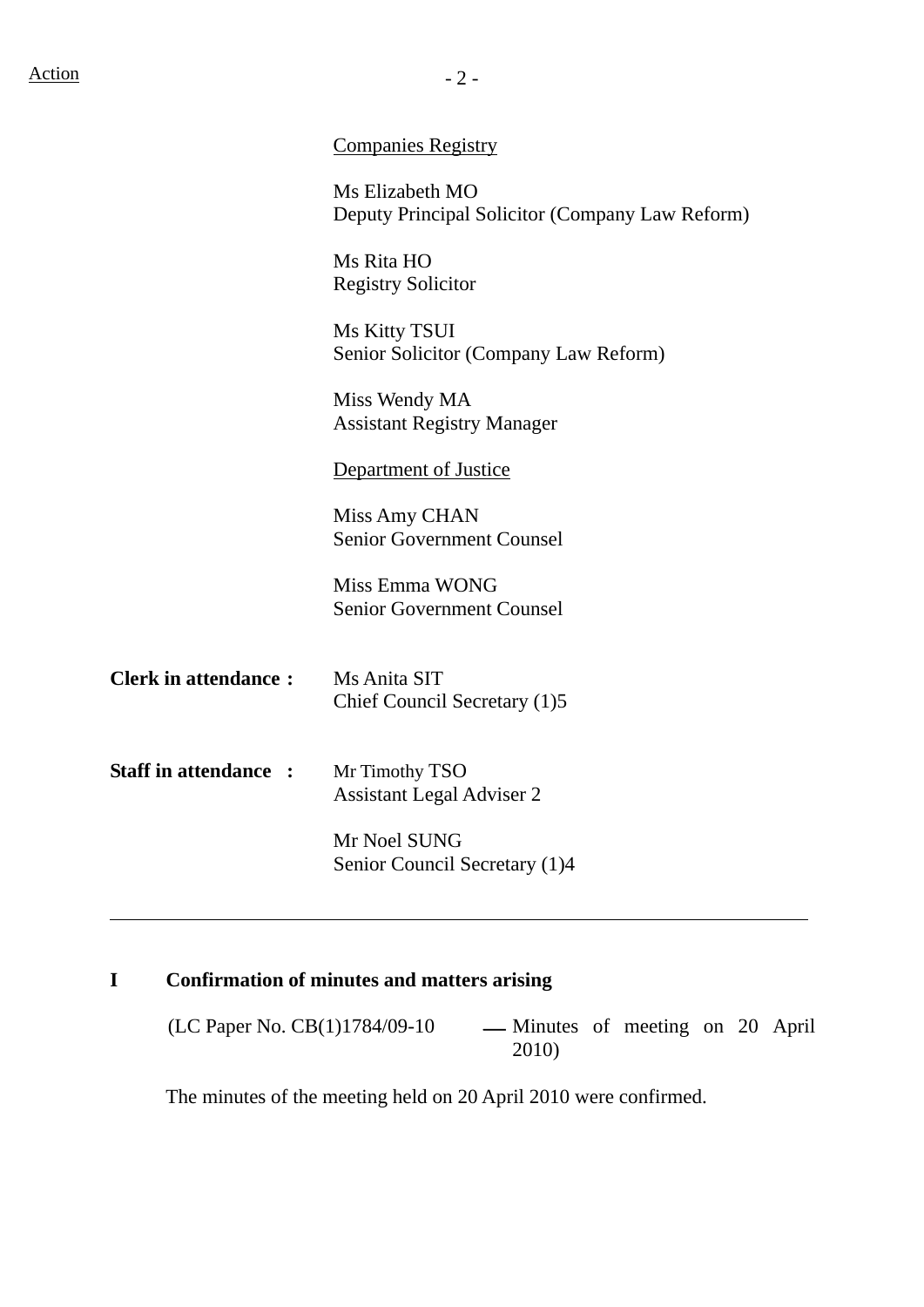Action

Companies Registry

Ms Elizabeth MO
Deputy Principal Solicitor (Company Law Reform)

Ms Rita HO
Registry Solicitor

Ms Kitty TSUI
Senior Solicitor (Company Law Reform)

Miss Wendy MA
Assistant Registry Manager

Department of Justice

Miss Amy CHAN
Senior Government Counsel

Miss Emma WONG
Senior Government Counsel

**Clerk in attendance :** Ms Anita SIT
Chief Council Secretary (1)5

**Staff in attendance :** Mr Timothy TSO
Assistant Legal Adviser 2

Mr Noel SUNG
Senior Council Secretary (1)4

---

## I Confirmation of minutes and matters arising

(LC Paper No. CB(1)1784/09-10 — Minutes of meeting on 20 April 2010)

The minutes of the meeting held on 20 April 2010 were confirmed.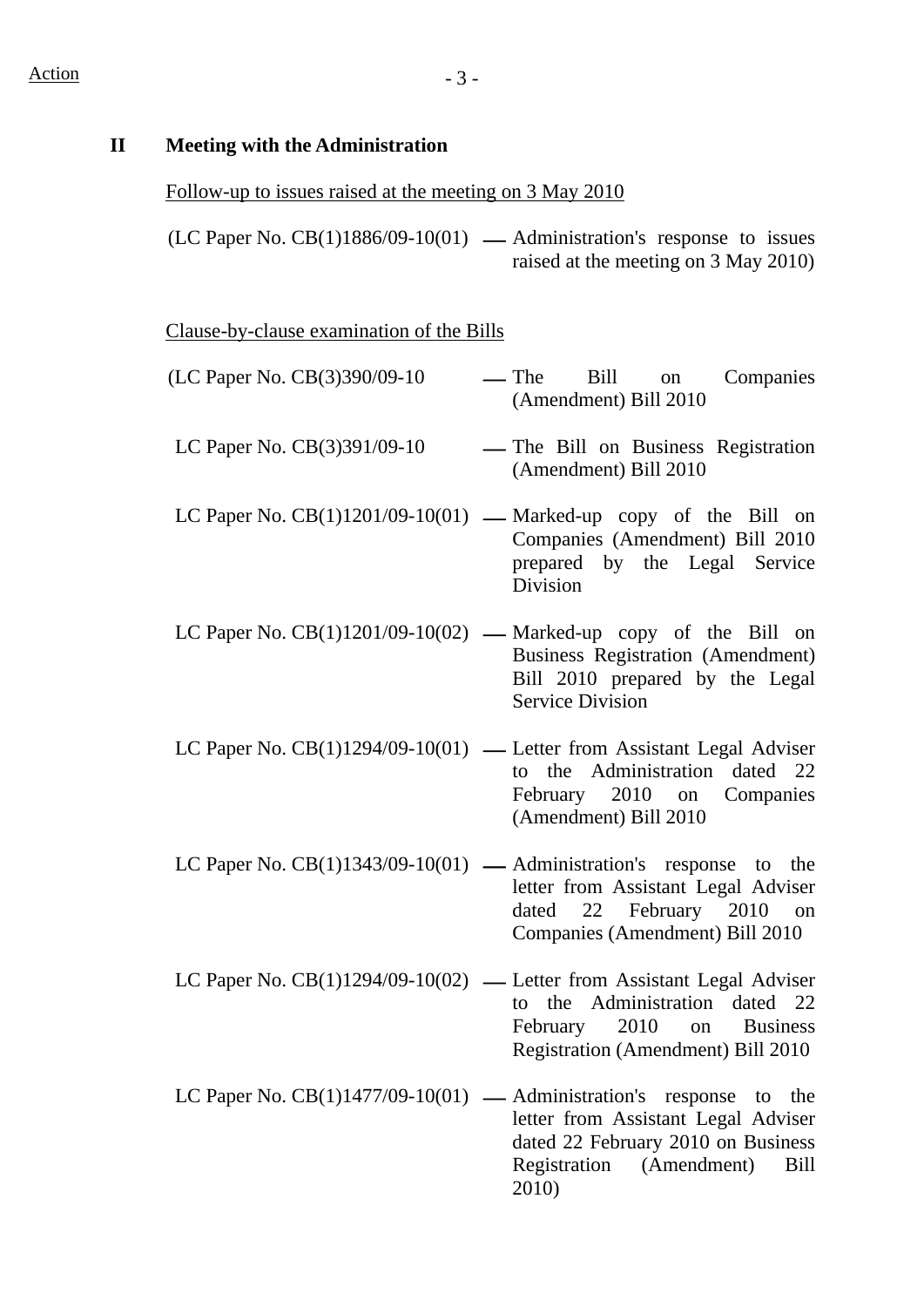Action

## II Meeting with the Administration

<u>Follow-up to issues raised at the meeting on 3 May 2010</u>

(LC Paper No. CB(1)1886/09-10(01) — Administration's response to issues raised at the meeting on 3 May 2010)

<u>Clause-by-clause examination of the Bills</u>

(LC Paper No. CB(3)390/09-10 — The Bill on Companies (Amendment) Bill 2010

LC Paper No. CB(3)391/09-10 — The Bill on Business Registration (Amendment) Bill 2010

LC Paper No. CB(1)1201/09-10(01) — Marked-up copy of the Bill on Companies (Amendment) Bill 2010 prepared by the Legal Service Division

LC Paper No. CB(1)1201/09-10(02) — Marked-up copy of the Bill on Business Registration (Amendment) Bill 2010 prepared by the Legal Service Division

LC Paper No. CB(1)1294/09-10(01) — Letter from Assistant Legal Adviser to the Administration dated 22 February 2010 on Companies (Amendment) Bill 2010

LC Paper No. CB(1)1343/09-10(01) — Administration's response to the letter from Assistant Legal Adviser dated 22 February 2010 on Companies (Amendment) Bill 2010

LC Paper No. CB(1)1294/09-10(02) — Letter from Assistant Legal Adviser to the Administration dated 22 February 2010 on Business Registration (Amendment) Bill 2010

LC Paper No. CB(1)1477/09-10(01) — Administration's response to the letter from Assistant Legal Adviser dated 22 February 2010 on Business Registration (Amendment) Bill 2010)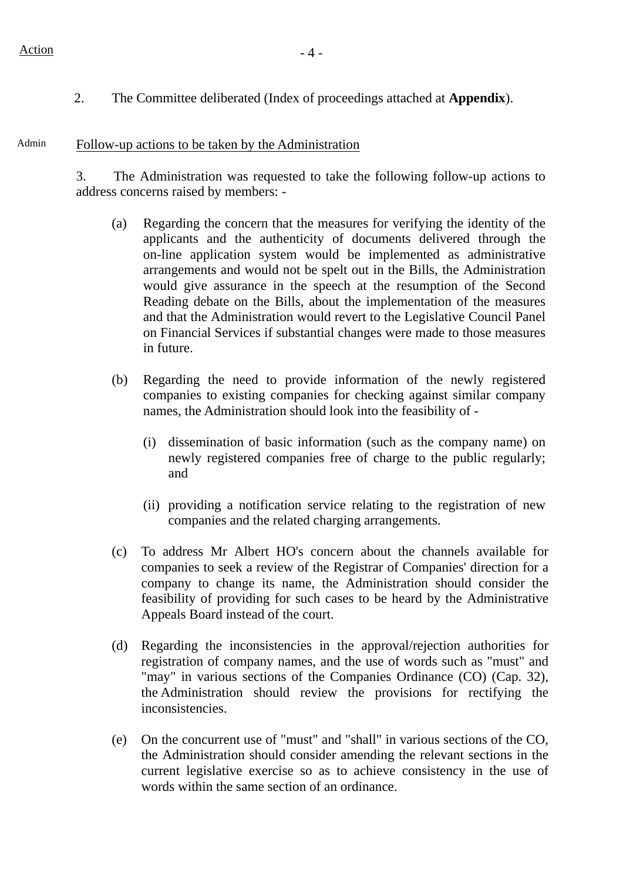Action

2. The Committee deliberated (Index of proceedings attached at **Appendix**).

Admin

Follow-up actions to be taken by the Administration

3. The Administration was requested to take the following follow-up actions to address concerns raised by members: -

(a) Regarding the concern that the measures for verifying the identity of the applicants and the authenticity of documents delivered through the on-line application system would be implemented as administrative arrangements and would not be spelt out in the Bills, the Administration would give assurance in the speech at the resumption of the Second Reading debate on the Bills, about the implementation of the measures and that the Administration would revert to the Legislative Council Panel on Financial Services if substantial changes were made to those measures in future.

(b) Regarding the need to provide information of the newly registered companies to existing companies for checking against similar company names, the Administration should look into the feasibility of -

(i) dissemination of basic information (such as the company name) on newly registered companies free of charge to the public regularly; and

(ii) providing a notification service relating to the registration of new companies and the related charging arrangements.

(c) To address Mr Albert HO's concern about the channels available for companies to seek a review of the Registrar of Companies' direction for a company to change its name, the Administration should consider the feasibility of providing for such cases to be heard by the Administrative Appeals Board instead of the court.

(d) Regarding the inconsistencies in the approval/rejection authorities for registration of company names, and the use of words such as "must" and "may" in various sections of the Companies Ordinance (CO) (Cap. 32), the Administration should review the provisions for rectifying the inconsistencies.

(e) On the concurrent use of "must" and "shall" in various sections of the CO, the Administration should consider amending the relevant sections in the current legislative exercise so as to achieve consistency in the use of words within the same section of an ordinance.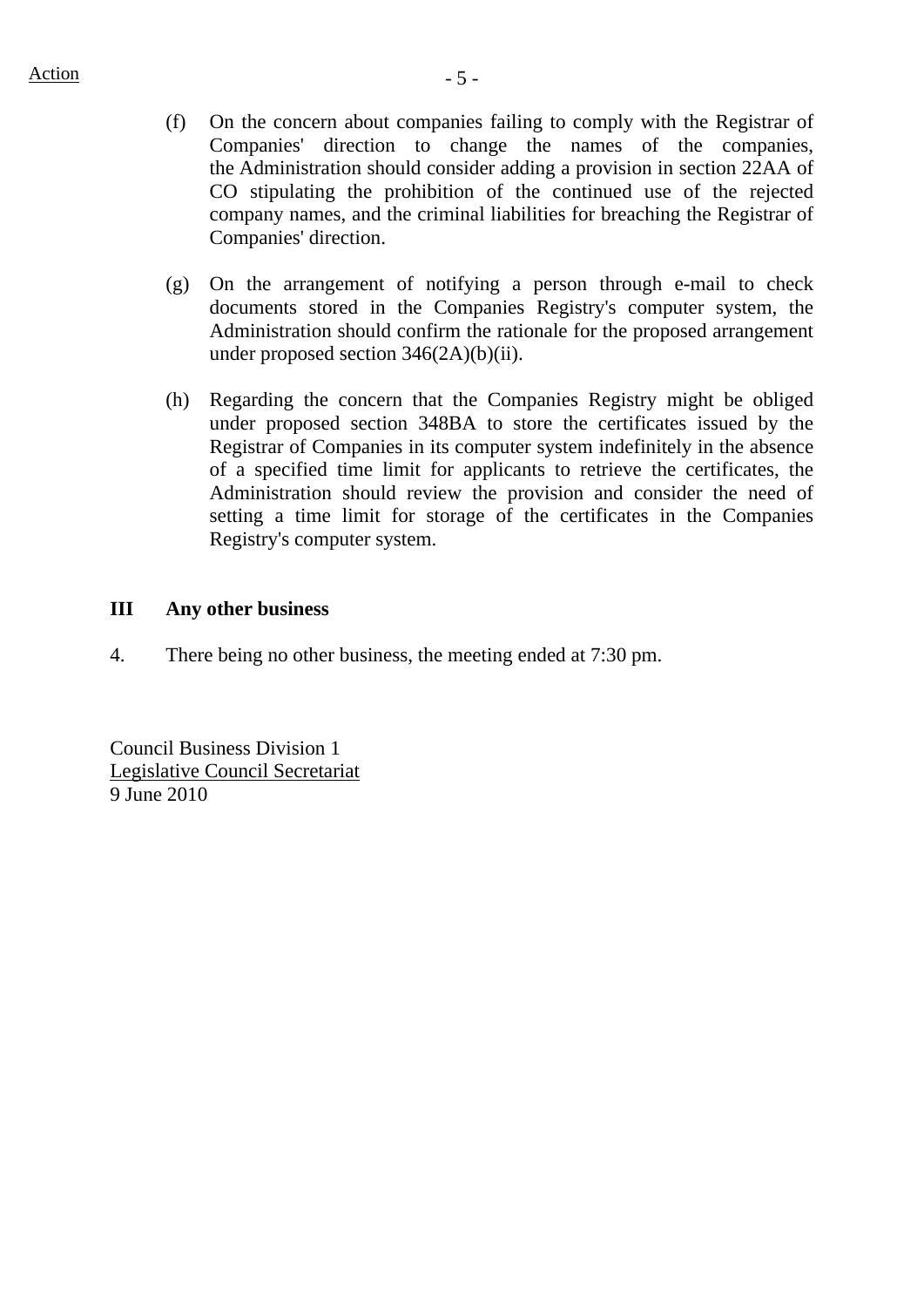(f) On the concern about companies failing to comply with the Registrar of Companies' direction to change the names of the companies, the Administration should consider adding a provision in section 22AA of CO stipulating the prohibition of the continued use of the rejected company names, and the criminal liabilities for breaching the Registrar of Companies' direction.

(g) On the arrangement of notifying a person through e-mail to check documents stored in the Companies Registry's computer system, the Administration should confirm the rationale for the proposed arrangement under proposed section 346(2A)(b)(ii).

(h) Regarding the concern that the Companies Registry might be obliged under proposed section 348BA to store the certificates issued by the Registrar of Companies in its computer system indefinitely in the absence of a specified time limit for applicants to retrieve the certificates, the Administration should review the provision and consider the need of setting a time limit for storage of the certificates in the Companies Registry's computer system.

**III Any other business**

4. There being no other business, the meeting ended at 7:30 pm.

Council Business Division 1
Legislative Council Secretariat
9 June 2010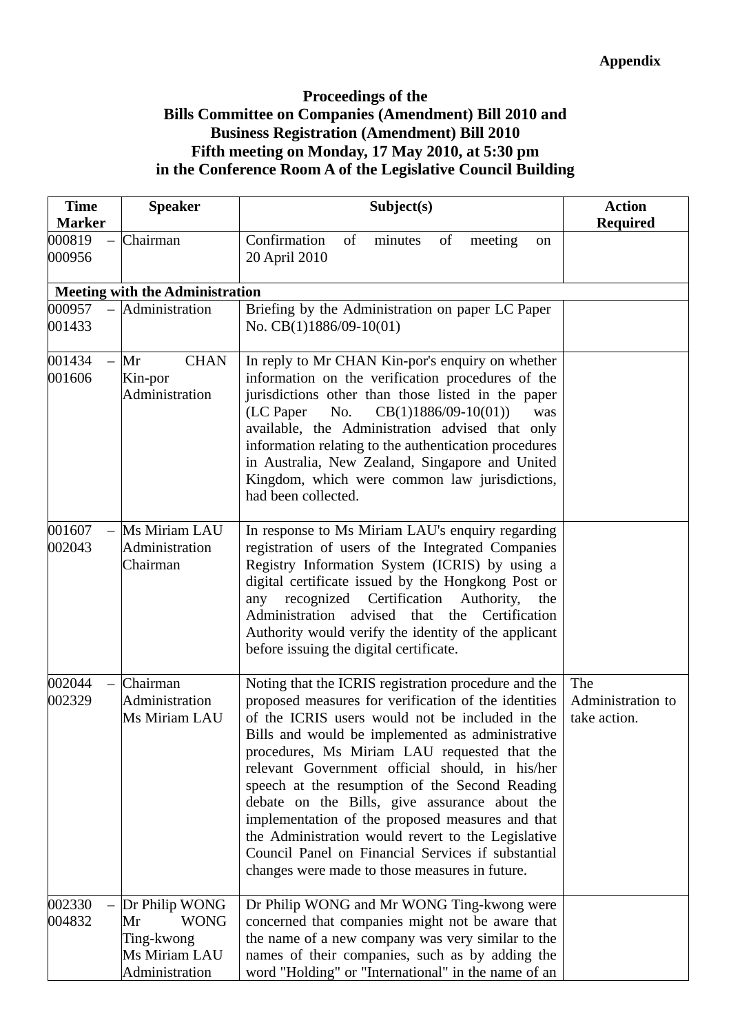**Appendix**

**Proceedings of the**
**Bills Committee on Companies (Amendment) Bill 2010 and**
**Business Registration (Amendment) Bill 2010**
**Fifth meeting on Monday, 17 May 2010, at 5:30 pm**
**in the Conference Room A of the Legislative Council Building**

| Time Marker | Speaker | Subject(s) | Action Required |
|---|---|---|---|
| 000819 – 000956 | Chairman | Confirmation of minutes of meeting on 20 April 2010 | |
| **Meeting with the Administration** | | | |
| 000957 – 001433 | Administration | Briefing by the Administration on paper LC Paper No. CB(1)1886/09-10(01) | |
| 001434 – 001606 | Mr CHAN Kin-por<br>Administration | In reply to Mr CHAN Kin-por's enquiry on whether information on the verification procedures of the jurisdictions other than those listed in the paper (LC Paper No. CB(1)1886/09-10(01)) was available, the Administration advised that only information relating to the authentication procedures in Australia, New Zealand, Singapore and United Kingdom, which were common law jurisdictions, had been collected. | |
| 001607 – 002043 | Ms Miriam LAU<br>Administration<br>Chairman | In response to Ms Miriam LAU's enquiry regarding registration of users of the Integrated Companies Registry Information System (ICRIS) by using a digital certificate issued by the Hongkong Post or any recognized Certification Authority, the Administration advised that the Certification Authority would verify the identity of the applicant before issuing the digital certificate. | |
| 002044 – 002329 | Chairman<br>Administration<br>Ms Miriam LAU | Noting that the ICRIS registration procedure and the proposed measures for verification of the identities of the ICRIS users would not be included in the Bills and would be implemented as administrative procedures, Ms Miriam LAU requested that the relevant Government official should, in his/her speech at the resumption of the Second Reading debate on the Bills, give assurance about the implementation of the proposed measures and that the Administration would revert to the Legislative Council Panel on Financial Services if substantial changes were made to those measures in future. | The Administration to take action. |
| 002330 – 004832 | Dr Philip WONG<br>Mr WONG Ting-kwong<br>Ms Miriam LAU<br>Administration | Dr Philip WONG and Mr WONG Ting-kwong were concerned that companies might not be aware that the name of a new company was very similar to the names of their companies, such as by adding the word "Holding" or "International" in the name of an | |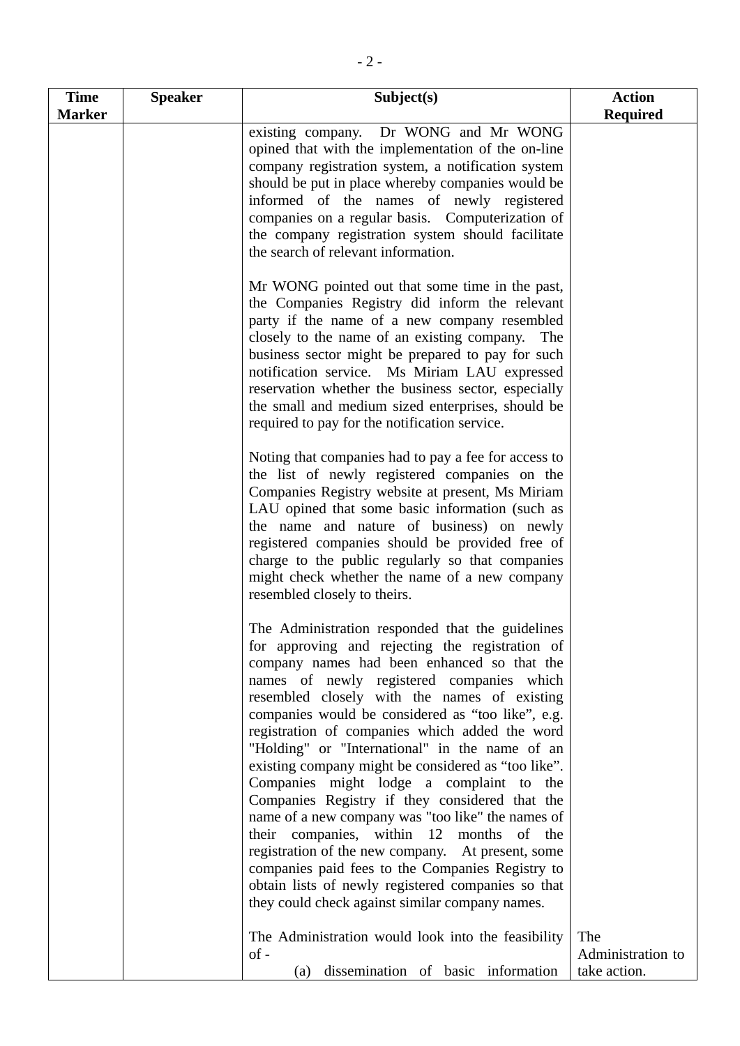| Time Marker | Speaker | Subject(s) | Action Required |
|---|---|---|---|
| | | existing company. Dr WONG and Mr WONG opined that with the implementation of the on-line company registration system, a notification system should be put in place whereby companies would be informed of the names of newly registered companies on a regular basis. Computerization of the company registration system should facilitate the search of relevant information.<br><br>Mr WONG pointed out that some time in the past, the Companies Registry did inform the relevant party if the name of a new company resembled closely to the name of an existing company. The business sector might be prepared to pay for such notification service. Ms Miriam LAU expressed reservation whether the business sector, especially the small and medium sized enterprises, should be required to pay for the notification service.<br><br>Noting that companies had to pay a fee for access to the list of newly registered companies on the Companies Registry website at present, Ms Miriam LAU opined that some basic information (such as the name and nature of business) on newly registered companies should be provided free of charge to the public regularly so that companies might check whether the name of a new company resembled closely to theirs.<br><br>The Administration responded that the guidelines for approving and rejecting the registration of company names had been enhanced so that the names of newly registered companies which resembled closely with the names of existing companies would be considered as "too like", e.g. registration of companies which added the word "Holding" or "International" in the name of an existing company might be considered as "too like". Companies might lodge a complaint to the Companies Registry if they considered that the name of a new company was "too like" the names of their companies, within 12 months of the registration of the new company. At present, some companies paid fees to the Companies Registry to obtain lists of newly registered companies so that they could check against similar company names.<br><br>The Administration would look into the feasibility of -<br>(a) dissemination of basic information | The Administration to take action. |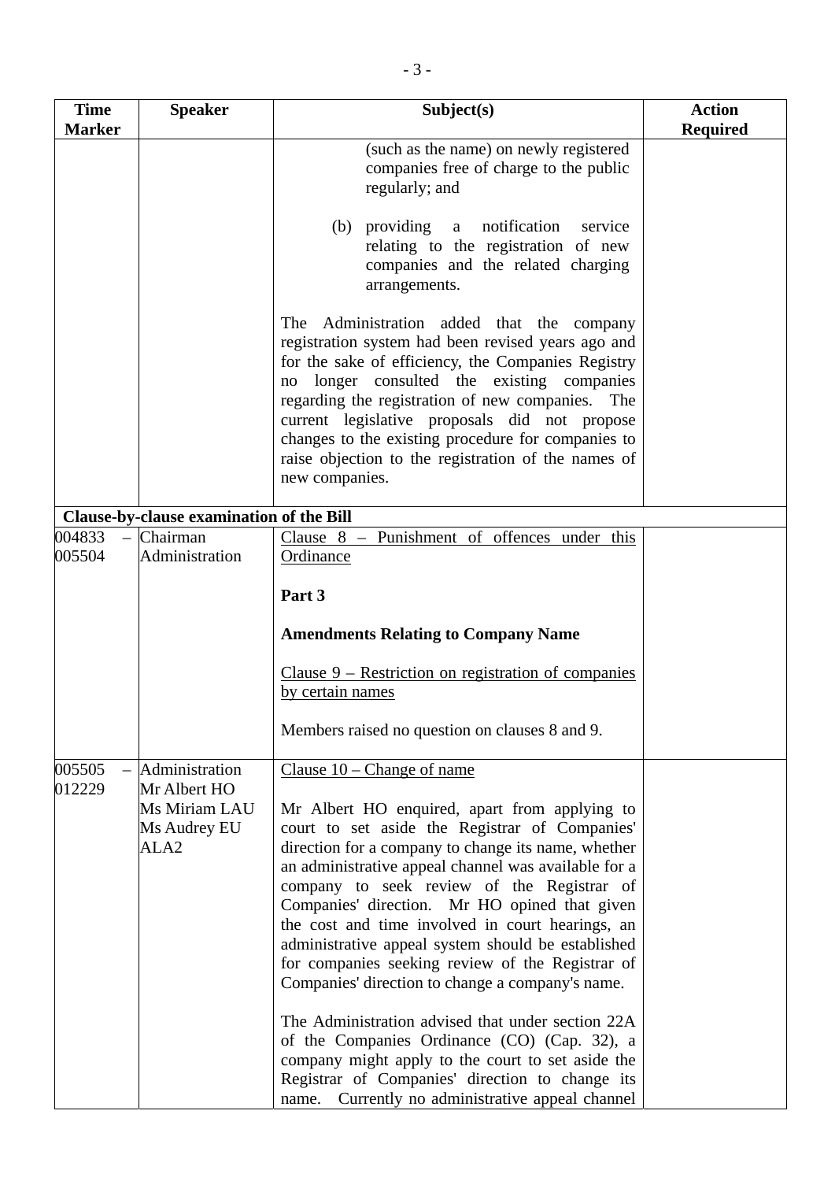| Time Marker | Speaker | Subject(s) | Action Required |
|---|---|---|---|
| | | (such as the name) on newly registered companies free of charge to the public regularly; and<br><br>(b) providing a notification service relating to the registration of new companies and the related charging arrangements.<br><br>The Administration added that the company registration system had been revised years ago and for the sake of efficiency, the Companies Registry no longer consulted the existing companies regarding the registration of new companies. The current legislative proposals did not propose changes to the existing procedure for companies to raise objection to the registration of the names of new companies. | |
| **Clause-by-clause examination of the Bill** | | | |
| 004833 – 005504 | Chairman<br>Administration | Clause 8 – Punishment of offences under this Ordinance<br><br>**Part 3**<br><br>**Amendments Relating to Company Name**<br><br>Clause 9 – Restriction on registration of companies by certain names<br><br>Members raised no question on clauses 8 and 9. | |
| 005505 – 012229 | Administration<br>Mr Albert HO<br>Ms Miriam LAU<br>Ms Audrey EU<br>ALA2 | Clause 10 – Change of name<br><br>Mr Albert HO enquired, apart from applying to court to set aside the Registrar of Companies' direction for a company to change its name, whether an administrative appeal channel was available for a company to seek review of the Registrar of Companies' direction. Mr HO opined that given the cost and time involved in court hearings, an administrative appeal system should be established for companies seeking review of the Registrar of Companies' direction to change a company's name.<br><br>The Administration advised that under section 22A of the Companies Ordinance (CO) (Cap. 32), a company might apply to the court to set aside the Registrar of Companies' direction to change its name. Currently no administrative appeal channel | |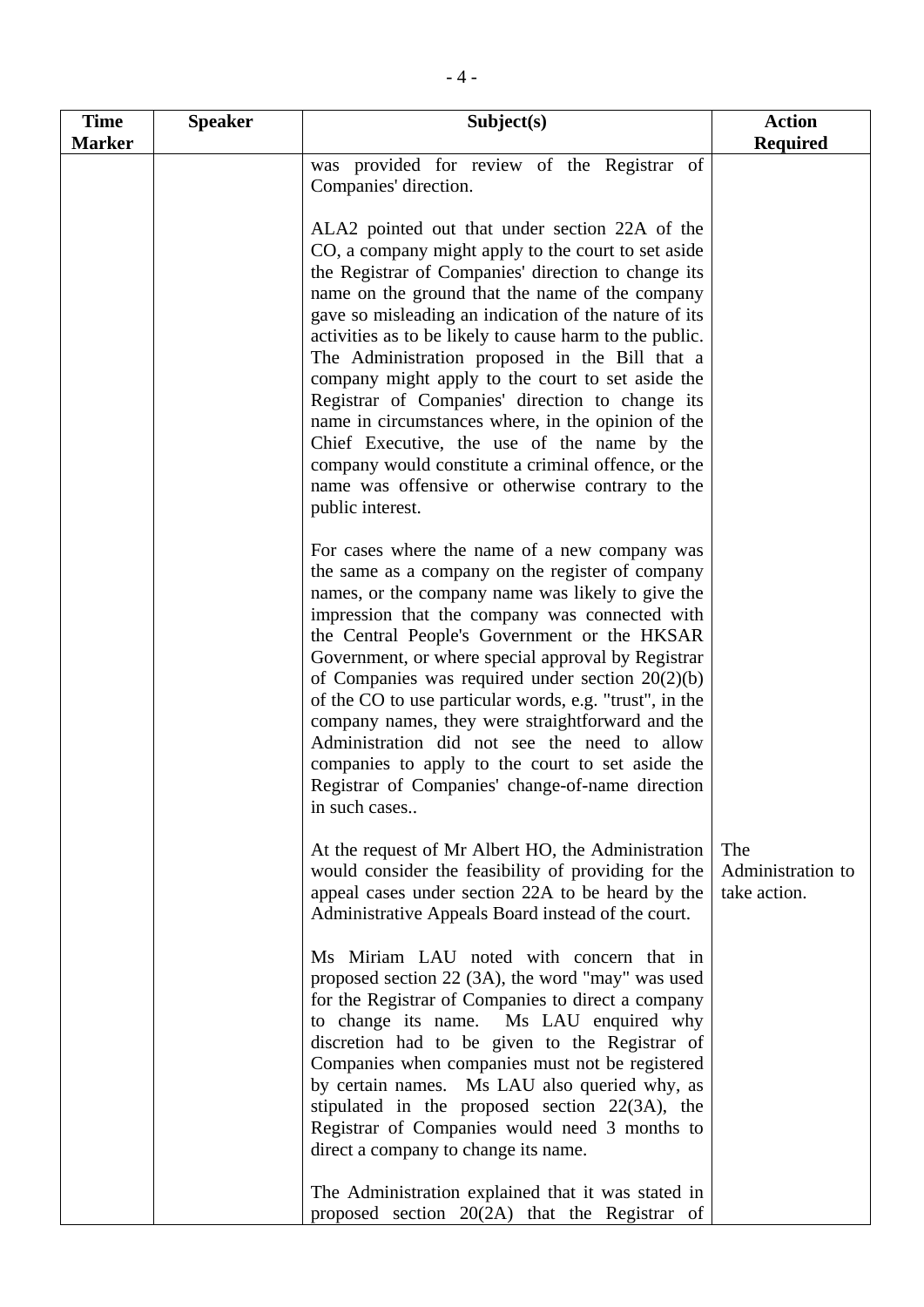| Time Marker | Speaker | Subject(s) | Action Required |
|---|---|---|---|
| | | was provided for review of the Registrar of Companies' direction.<br><br>ALA2 pointed out that under section 22A of the CO, a company might apply to the court to set aside the Registrar of Companies' direction to change its name on the ground that the name of the company gave so misleading an indication of the nature of its activities as to be likely to cause harm to the public. The Administration proposed in the Bill that a company might apply to the court to set aside the Registrar of Companies' direction to change its name in circumstances where, in the opinion of the Chief Executive, the use of the name by the company would constitute a criminal offence, or the name was offensive or otherwise contrary to the public interest.<br><br>For cases where the name of a new company was the same as a company on the register of company names, or the company name was likely to give the impression that the company was connected with the Central People's Government or the HKSAR Government, or where special approval by Registrar of Companies was required under section 20(2)(b) of the CO to use particular words, e.g. "trust", in the company names, they were straightforward and the Administration did not see the need to allow companies to apply to the court to set aside the Registrar of Companies' change-of-name direction in such cases.. | |
| | | At the request of Mr Albert HO, the Administration would consider the feasibility of providing for the appeal cases under section 22A to be heard by the Administrative Appeals Board instead of the court. | The Administration to take action. |
| | | Ms Miriam LAU noted with concern that in proposed section 22 (3A), the word "may" was used for the Registrar of Companies to direct a company to change its name. Ms LAU enquired why discretion had to be given to the Registrar of Companies when companies must not be registered by certain names. Ms LAU also queried why, as stipulated in the proposed section 22(3A), the Registrar of Companies would need 3 months to direct a company to change its name.<br><br>The Administration explained that it was stated in proposed section 20(2A) that the Registrar of | |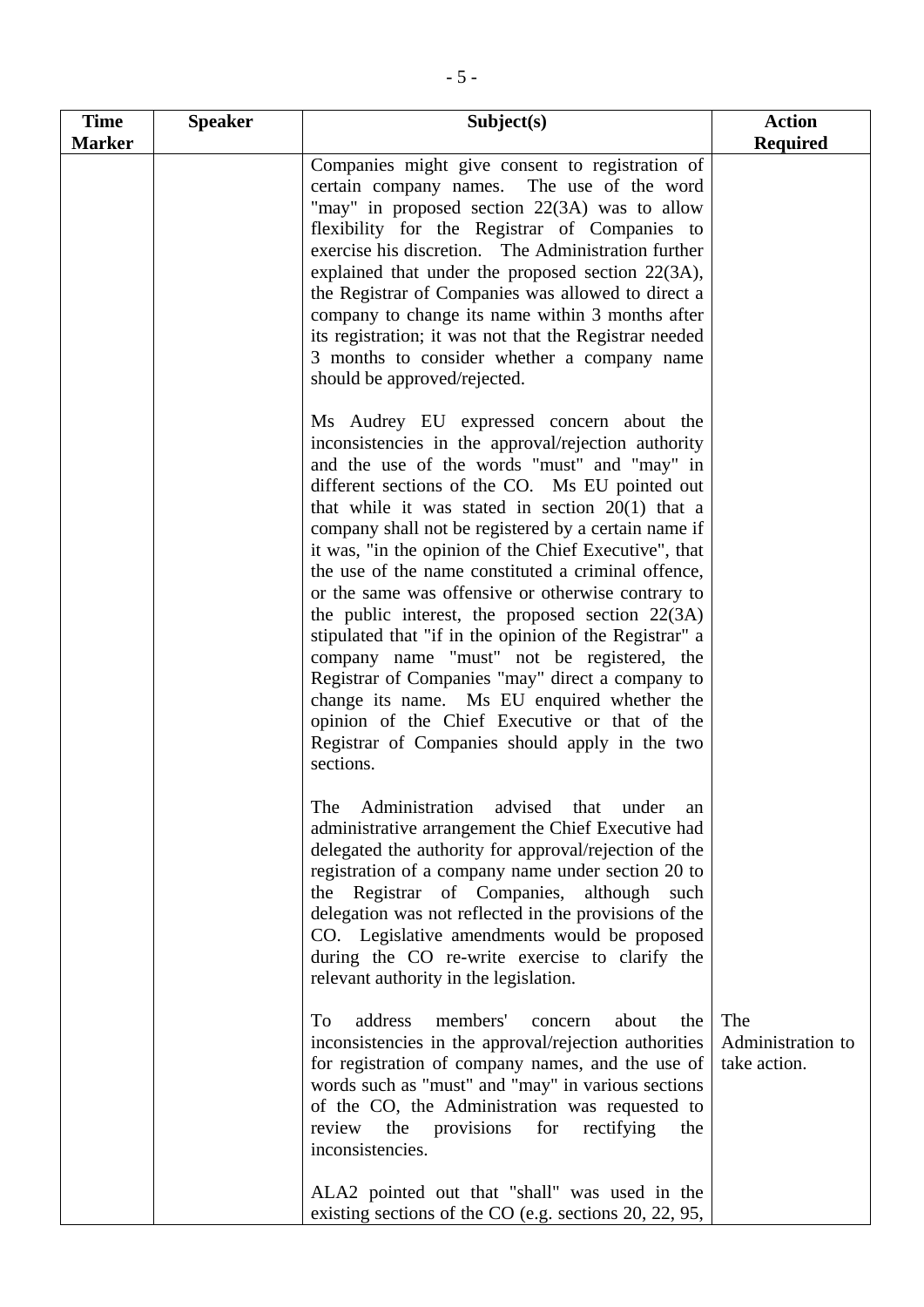| Time Marker | Speaker | Subject(s) | Action Required |
|---|---|---|---|
| | | Companies might give consent to registration of certain company names. The use of the word "may" in proposed section 22(3A) was to allow flexibility for the Registrar of Companies to exercise his discretion. The Administration further explained that under the proposed section 22(3A), the Registrar of Companies was allowed to direct a company to change its name within 3 months after its registration; it was not that the Registrar needed 3 months to consider whether a company name should be approved/rejected. | |
| | | Ms Audrey EU expressed concern about the inconsistencies in the approval/rejection authority and the use of the words "must" and "may" in different sections of the CO. Ms EU pointed out that while it was stated in section 20(1) that a company shall not be registered by a certain name if it was, "in the opinion of the Chief Executive", that the use of the name constituted a criminal offence, or the same was offensive or otherwise contrary to the public interest, the proposed section 22(3A) stipulated that "if in the opinion of the Registrar" a company name "must" not be registered, the Registrar of Companies "may" direct a company to change its name. Ms EU enquired whether the opinion of the Chief Executive or that of the Registrar of Companies should apply in the two sections. | |
| | | The Administration advised that under an administrative arrangement the Chief Executive had delegated the authority for approval/rejection of the registration of a company name under section 20 to the Registrar of Companies, although such delegation was not reflected in the provisions of the CO. Legislative amendments would be proposed during the CO re-write exercise to clarify the relevant authority in the legislation. | |
| | | To address members' concern about the inconsistencies in the approval/rejection authorities for registration of company names, and the use of words such as "must" and "may" in various sections of the CO, the Administration was requested to review the provisions for rectifying the inconsistencies. | The Administration to take action. |
| | | ALA2 pointed out that "shall" was used in the existing sections of the CO (e.g. sections 20, 22, 95, | |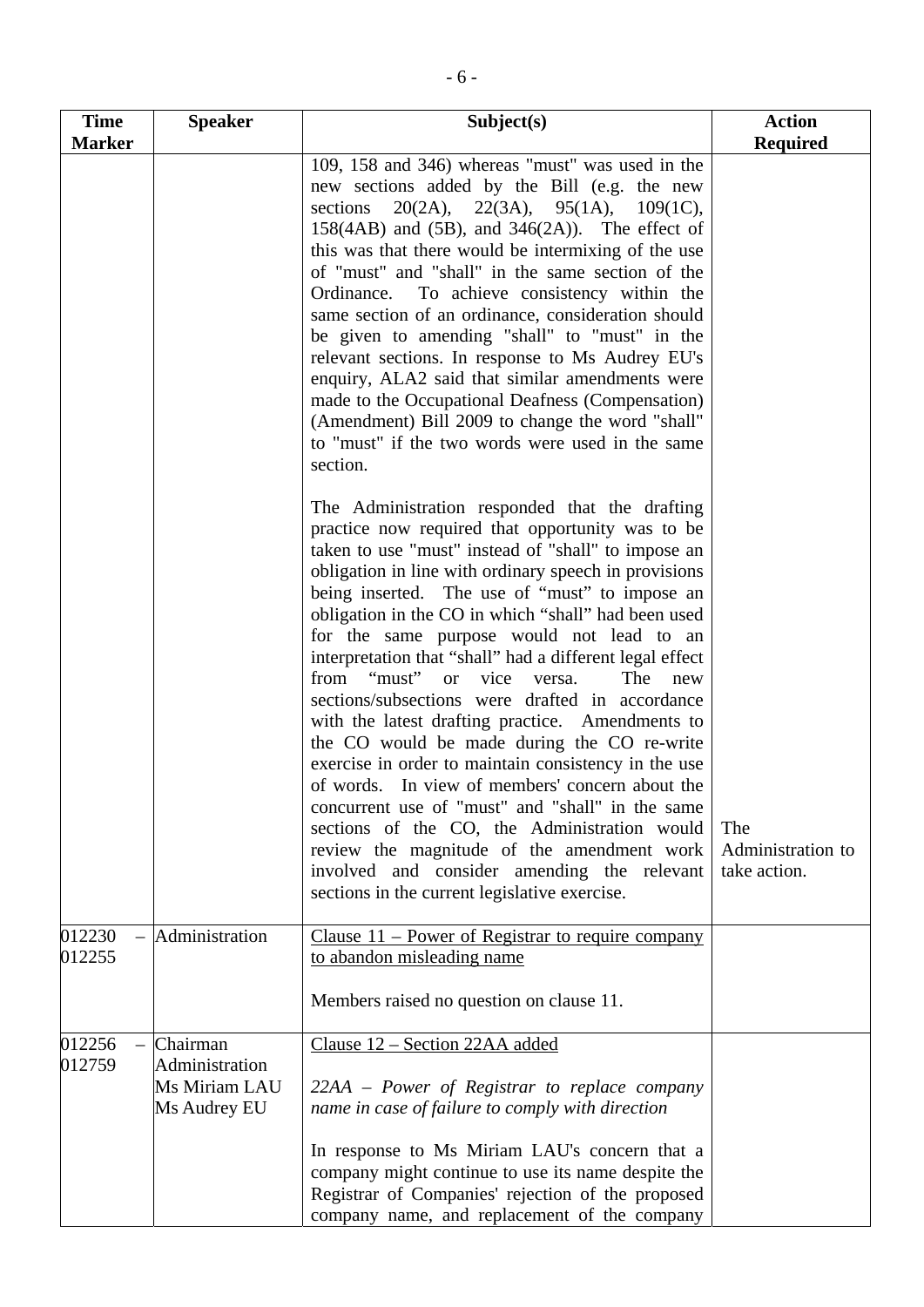| Time Marker | Speaker | Subject(s) | Action Required |
|---|---|---|---|
| | | 109, 158 and 346) whereas "must" was used in the new sections added by the Bill (e.g. the new sections 20(2A), 22(3A), 95(1A), 109(1C), 158(4AB) and (5B), and 346(2A)). The effect of this was that there would be intermixing of the use of "must" and "shall" in the same section of the Ordinance. To achieve consistency within the same section of an ordinance, consideration should be given to amending "shall" to "must" in the relevant sections. In response to Ms Audrey EU's enquiry, ALA2 said that similar amendments were made to the Occupational Deafness (Compensation) (Amendment) Bill 2009 to change the word "shall" to "must" if the two words were used in the same section.<br><br>The Administration responded that the drafting practice now required that opportunity was to be taken to use "must" instead of "shall" to impose an obligation in line with ordinary speech in provisions being inserted. The use of "must" to impose an obligation in the CO in which "shall" had been used for the same purpose would not lead to an interpretation that "shall" had a different legal effect from "must" or vice versa. The new sections/subsections were drafted in accordance with the latest drafting practice. Amendments to the CO would be made during the CO re-write exercise in order to maintain consistency in the use of words. In view of members' concern about the concurrent use of "must" and "shall" in the same sections of the CO, the Administration would review the magnitude of the amendment work involved and consider amending the relevant sections in the current legislative exercise. | The Administration to take action. |
| 012230 – 012255 | Administration | <u>Clause 11 – Power of Registrar to require company to abandon misleading name</u><br><br>Members raised no question on clause 11. | |
| 012256 – 012759 | Chairman<br>Administration<br>Ms Miriam LAU<br>Ms Audrey EU | <u>Clause 12 – Section 22AA added</u><br><br>*22AA – Power of Registrar to replace company name in case of failure to comply with direction*<br><br>In response to Ms Miriam LAU's concern that a company might continue to use its name despite the Registrar of Companies' rejection of the proposed company name, and replacement of the company | |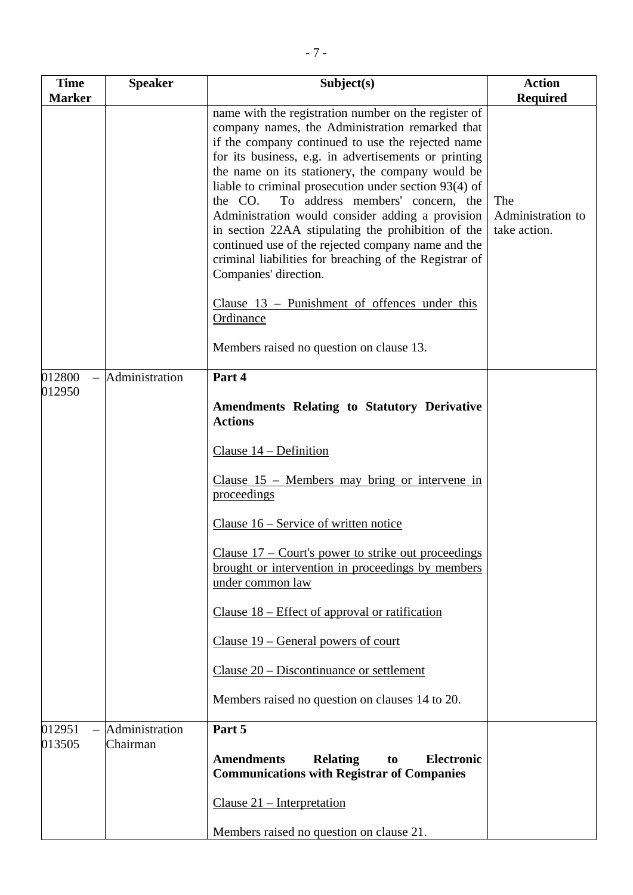| Time Marker | Speaker | Subject(s) | Action Required |
|---|---|---|---|
| | | name with the registration number on the register of company names, the Administration remarked that if the company continued to use the rejected name for its business, e.g. in advertisements or printing the name on its stationery, the company would be liable to criminal prosecution under section 93(4) of the CO. To address members' concern, the Administration would consider adding a provision in section 22AA stipulating the prohibition of the continued use of the rejected company name and the criminal liabilities for breaching of the Registrar of Companies' direction.<br><br><u>Clause 13 – Punishment of offences under this Ordinance</u><br><br>Members raised no question on clause 13. | The Administration to take action. |
| 012800 – 012950 | Administration | **Part 4**<br><br>**Amendments Relating to Statutory Derivative Actions**<br><br><u>Clause 14 – Definition</u><br><br><u>Clause 15 – Members may bring or intervene in proceedings</u><br><br><u>Clause 16 – Service of written notice</u><br><br><u>Clause 17 – Court's power to strike out proceedings brought or intervention in proceedings by members under common law</u><br><br><u>Clause 18 – Effect of approval or ratification</u><br><br><u>Clause 19 – General powers of court</u><br><br><u>Clause 20 – Discontinuance or settlement</u><br><br>Members raised no question on clauses 14 to 20. | |
| 012951 – 013505 | Administration<br>Chairman | **Part 5**<br><br>**Amendments Relating to Electronic Communications with Registrar of Companies**<br><br><u>Clause 21 – Interpretation</u><br><br>Members raised no question on clause 21. | |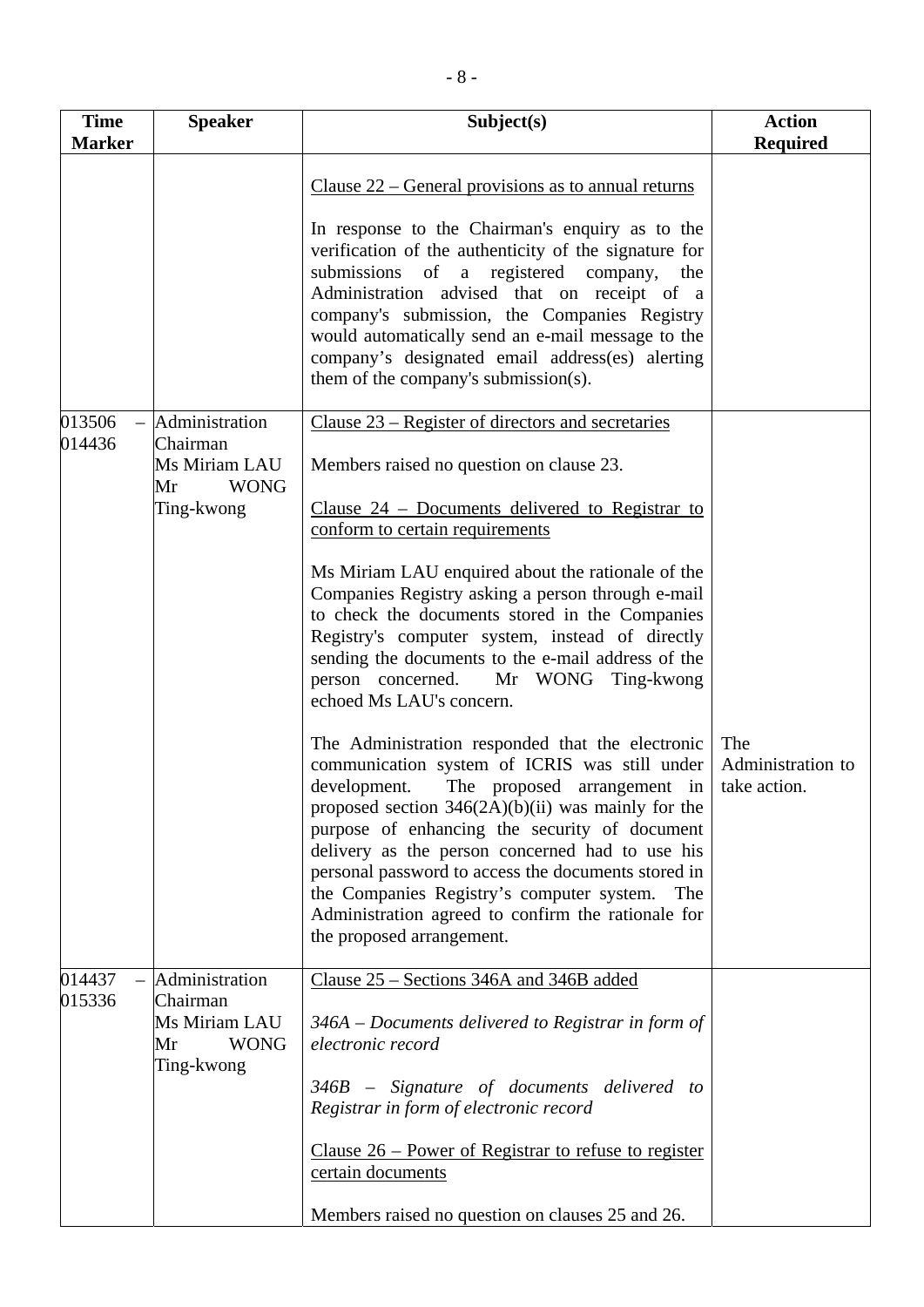| Time Marker | Speaker | Subject(s) | Action Required |
|---|---|---|---|
| | | Clause 22 – General provisions as to annual returns<br><br>In response to the Chairman's enquiry as to the verification of the authenticity of the signature for submissions of a registered company, the Administration advised that on receipt of a company's submission, the Companies Registry would automatically send an e-mail message to the company's designated email address(es) alerting them of the company's submission(s). | |
| 013506 – 014436 | Administration<br>Chairman<br>Ms Miriam LAU<br>Mr WONG Ting-kwong | Clause 23 – Register of directors and secretaries<br><br>Members raised no question on clause 23.<br><br>Clause 24 – Documents delivered to Registrar to conform to certain requirements<br><br>Ms Miriam LAU enquired about the rationale of the Companies Registry asking a person through e-mail to check the documents stored in the Companies Registry's computer system, instead of directly sending the documents to the e-mail address of the person concerned. Mr WONG Ting-kwong echoed Ms LAU's concern.<br><br>The Administration responded that the electronic communication system of ICRIS was still under development. The proposed arrangement in proposed section 346(2A)(b)(ii) was mainly for the purpose of enhancing the security of document delivery as the person concerned had to use his personal password to access the documents stored in the Companies Registry's computer system. The Administration agreed to confirm the rationale for the proposed arrangement. | The Administration to take action. |
| 014437 – 015336 | Administration<br>Chairman<br>Ms Miriam LAU<br>Mr WONG Ting-kwong | Clause 25 – Sections 346A and 346B added<br><br>*346A – Documents delivered to Registrar in form of electronic record*<br><br>*346B – Signature of documents delivered to Registrar in form of electronic record*<br><br>Clause 26 – Power of Registrar to refuse to register certain documents<br><br>Members raised no question on clauses 25 and 26. | |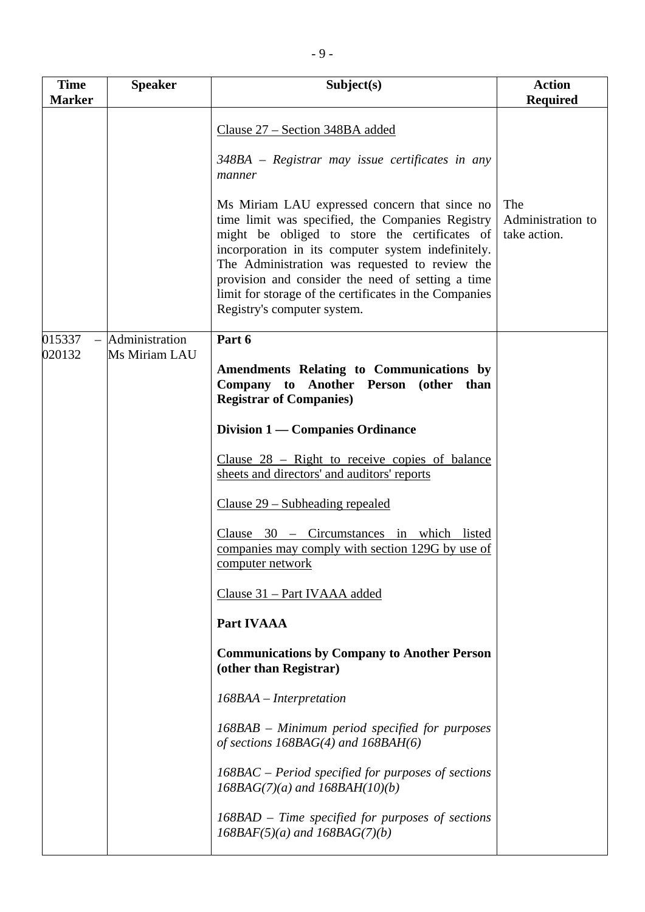| Time Marker | Speaker | Subject(s) | Action Required |
| --- | --- | --- | --- |
| | | Clause 27 – Section 348BA added<br><br>*348BA – Registrar may issue certificates in any manner*<br><br>Ms Miriam LAU expressed concern that since no time limit was specified, the Companies Registry might be obliged to store the certificates of incorporation in its computer system indefinitely. The Administration was requested to review the provision and consider the need of setting a time limit for storage of the certificates in the Companies Registry's computer system. | The Administration to take action. |
| 015337 – 020132 | Administration<br>Ms Miriam LAU | **Part 6**<br><br>**Amendments Relating to Communications by Company to Another Person (other than Registrar of Companies)**<br><br>**Division 1 — Companies Ordinance**<br><br>Clause 28 – Right to receive copies of balance sheets and directors' and auditors' reports<br><br>Clause 29 – Subheading repealed<br><br>Clause 30 – Circumstances in which listed companies may comply with section 129G by use of computer network<br><br>Clause 31 – Part IVAAA added<br><br>**Part IVAAA**<br><br>**Communications by Company to Another Person (other than Registrar)**<br><br>*168BAA – Interpretation*<br><br>*168BAB – Minimum period specified for purposes of sections 168BAG(4) and 168BAH(6)*<br><br>*168BAC – Period specified for purposes of sections 168BAG(7)(a) and 168BAH(10)(b)*<br><br>*168BAD – Time specified for purposes of sections 168BAF(5)(a) and 168BAG(7)(b)* | |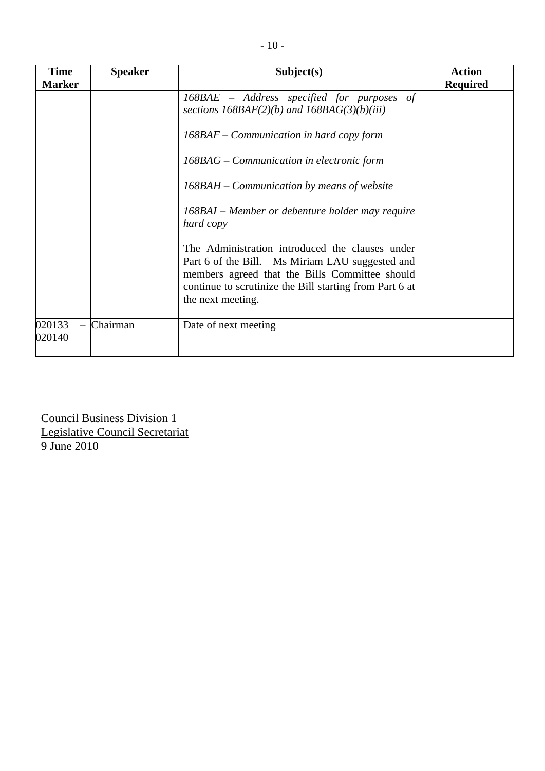| Time Marker | Speaker | Subject(s) | Action Required |
|---|---|---|---|
| | | *168BAE – Address specified for purposes of sections 168BAF(2)(b) and 168BAG(3)(b)(iii)*<br><br>*168BAF – Communication in hard copy form*<br><br>*168BAG – Communication in electronic form*<br><br>*168BAH – Communication by means of website*<br><br>*168BAI – Member or debenture holder may require hard copy*<br><br>The Administration introduced the clauses under Part 6 of the Bill. Ms Miriam LAU suggested and members agreed that the Bills Committee should continue to scrutinize the Bill starting from Part 6 at the next meeting. | |
| 020133 – 020140 | Chairman | Date of next meeting | |

Council Business Division 1
Legislative Council Secretariat
9 June 2010